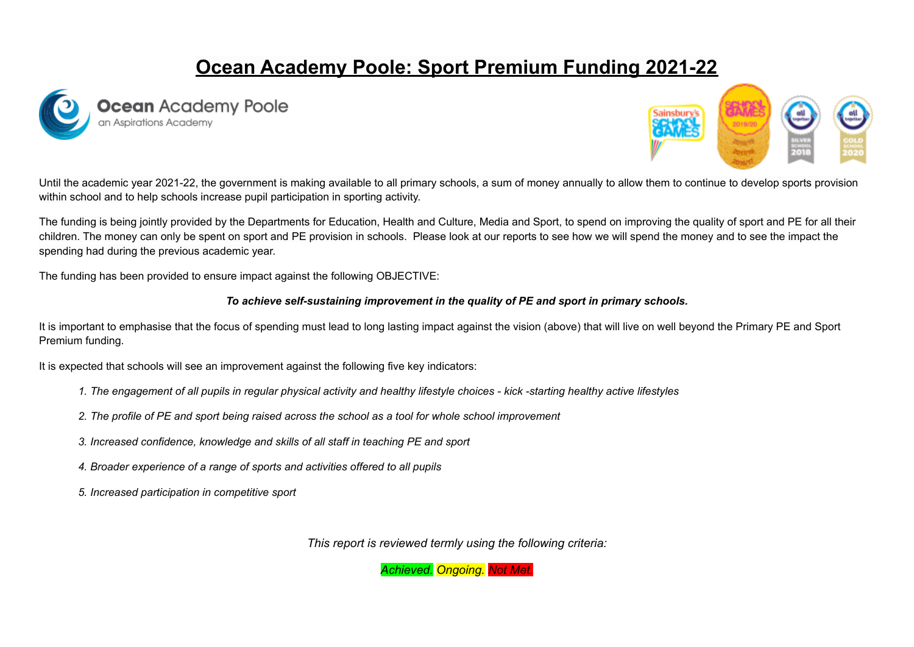# Ocean Academy Poole: Sport Premium Funding 2021-22

Ocean Academy Poole
an Aspirations Academy

Until the academic year 2021-22, the government is making available to all primary schools, a sum of money annually to allow them to continue to develop sports provision within school and to help schools increase pupil participation in sporting activity.

The funding is being jointly provided by the Departments for Education, Health and Culture, Media and Sport, to spend on improving the quality of sport and PE for all their children. The money can only be spent on sport and PE provision in schools. Please look at our reports to see how we will spend the money and to see the impact the spending had during the previous academic year.

The funding has been provided to ensure impact against the following OBJECTIVE:

***To achieve self-sustaining improvement in the quality of PE and sport in primary schools.***

It is important to emphasise that the focus of spending must lead to long lasting impact against the vision (above) that will live on well beyond the Primary PE and Sport Premium funding.

It is expected that schools will see an improvement against the following five key indicators:

1. *The engagement of all pupils in regular physical activity and healthy lifestyle choices - kick -starting healthy active lifestyles*
2. *The profile of PE and sport being raised across the school as a tool for whole school improvement*
3. *Increased confidence, knowledge and skills of all staff in teaching PE and sport*
4. *Broader experience of a range of sports and activities offered to all pupils*
5. *Increased participation in competitive sport*

*This report is reviewed termly using the following criteria:*

*Achieved. Ongoing. Not Met.*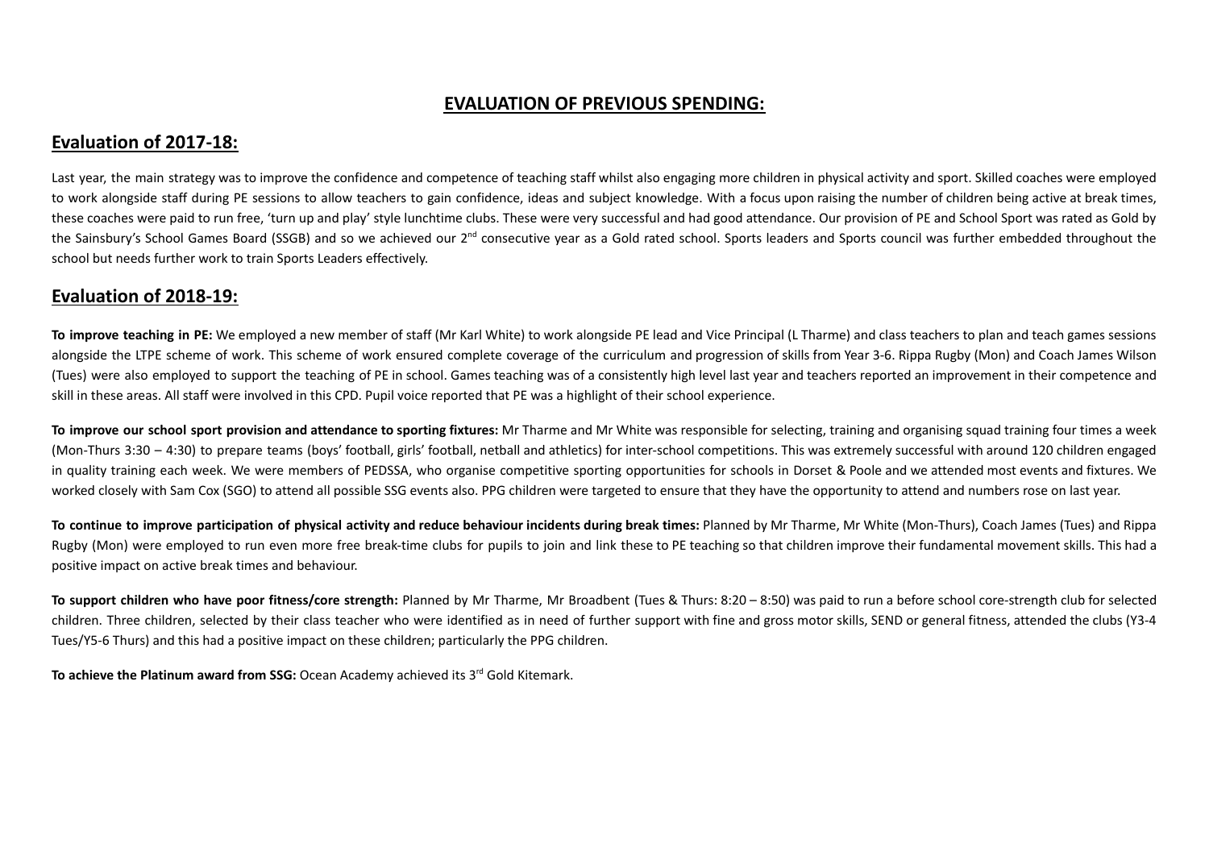# EVALUATION OF PREVIOUS SPENDING:

## Evaluation of 2017-18:

Last year, the main strategy was to improve the confidence and competence of teaching staff whilst also engaging more children in physical activity and sport. Skilled coaches were employed to work alongside staff during PE sessions to allow teachers to gain confidence, ideas and subject knowledge. With a focus upon raising the number of children being active at break times, these coaches were paid to run free, 'turn up and play' style lunchtime clubs. These were very successful and had good attendance. Our provision of PE and School Sport was rated as Gold by the Sainsbury's School Games Board (SSGB) and so we achieved our 2nd consecutive year as a Gold rated school. Sports leaders and Sports council was further embedded throughout the school but needs further work to train Sports Leaders effectively.

## Evaluation of 2018-19:

**To improve teaching in PE:** We employed a new member of staff (Mr Karl White) to work alongside PE lead and Vice Principal (L Tharme) and class teachers to plan and teach games sessions alongside the LTPE scheme of work. This scheme of work ensured complete coverage of the curriculum and progression of skills from Year 3-6. Rippa Rugby (Mon) and Coach James Wilson (Tues) were also employed to support the teaching of PE in school. Games teaching was of a consistently high level last year and teachers reported an improvement in their competence and skill in these areas. All staff were involved in this CPD. Pupil voice reported that PE was a highlight of their school experience.

**To improve our school sport provision and attendance to sporting fixtures:** Mr Tharme and Mr White was responsible for selecting, training and organising squad training four times a week (Mon-Thurs 3:30 – 4:30) to prepare teams (boys' football, girls' football, netball and athletics) for inter-school competitions. This was extremely successful with around 120 children engaged in quality training each week. We were members of PEDSSA, who organise competitive sporting opportunities for schools in Dorset & Poole and we attended most events and fixtures. We worked closely with Sam Cox (SGO) to attend all possible SSG events also. PPG children were targeted to ensure that they have the opportunity to attend and numbers rose on last year.

**To continue to improve participation of physical activity and reduce behaviour incidents during break times:** Planned by Mr Tharme, Mr White (Mon-Thurs), Coach James (Tues) and Rippa Rugby (Mon) were employed to run even more free break-time clubs for pupils to join and link these to PE teaching so that children improve their fundamental movement skills. This had a positive impact on active break times and behaviour.

**To support children who have poor fitness/core strength:** Planned by Mr Tharme, Mr Broadbent (Tues & Thurs: 8:20 – 8:50) was paid to run a before school core-strength club for selected children. Three children, selected by their class teacher who were identified as in need of further support with fine and gross motor skills, SEND or general fitness, attended the clubs (Y3-4 Tues/Y5-6 Thurs) and this had a positive impact on these children; particularly the PPG children.

**To achieve the Platinum award from SSG:** Ocean Academy achieved its 3rd Gold Kitemark.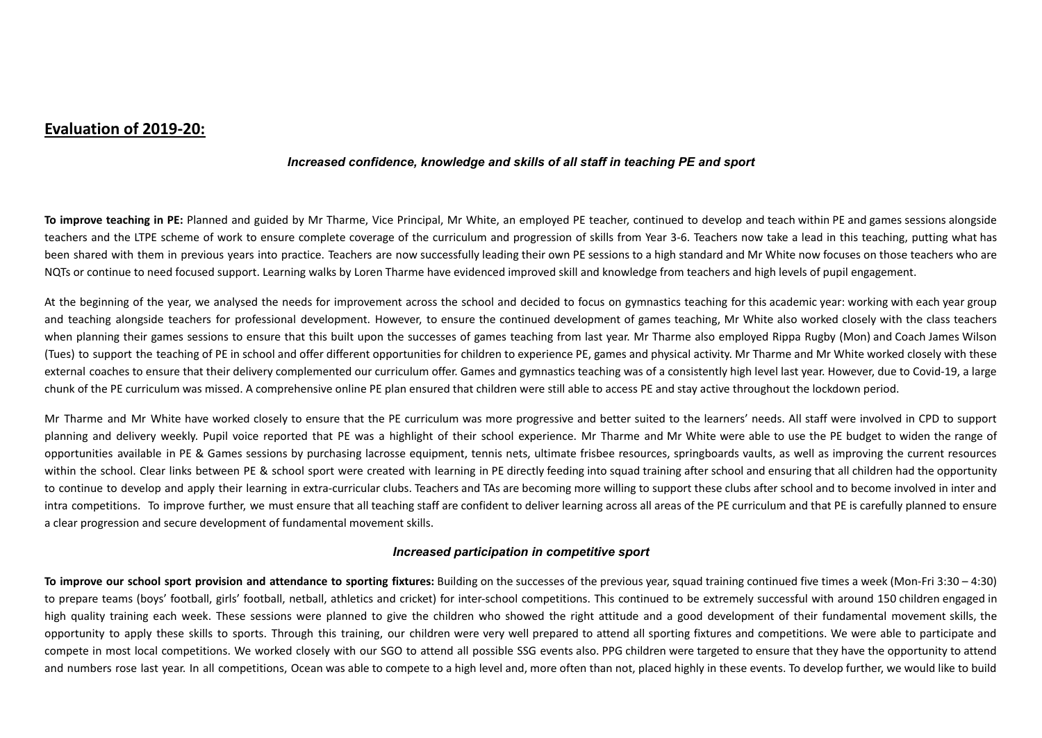## Evaluation of 2019-20:

### *Increased confidence, knowledge and skills of all staff in teaching PE and sport*

**To improve teaching in PE:** Planned and guided by Mr Tharme, Vice Principal, Mr White, an employed PE teacher, continued to develop and teach within PE and games sessions alongside teachers and the LTPE scheme of work to ensure complete coverage of the curriculum and progression of skills from Year 3-6. Teachers now take a lead in this teaching, putting what has been shared with them in previous years into practice. Teachers are now successfully leading their own PE sessions to a high standard and Mr White now focuses on those teachers who are NQTs or continue to need focused support. Learning walks by Loren Tharme have evidenced improved skill and knowledge from teachers and high levels of pupil engagement.

At the beginning of the year, we analysed the needs for improvement across the school and decided to focus on gymnastics teaching for this academic year: working with each year group and teaching alongside teachers for professional development. However, to ensure the continued development of games teaching, Mr White also worked closely with the class teachers when planning their games sessions to ensure that this built upon the successes of games teaching from last year. Mr Tharme also employed Rippa Rugby (Mon) and Coach James Wilson (Tues) to support the teaching of PE in school and offer different opportunities for children to experience PE, games and physical activity. Mr Tharme and Mr White worked closely with these external coaches to ensure that their delivery complemented our curriculum offer. Games and gymnastics teaching was of a consistently high level last year. However, due to Covid-19, a large chunk of the PE curriculum was missed. A comprehensive online PE plan ensured that children were still able to access PE and stay active throughout the lockdown period.

Mr Tharme and Mr White have worked closely to ensure that the PE curriculum was more progressive and better suited to the learners' needs. All staff were involved in CPD to support planning and delivery weekly. Pupil voice reported that PE was a highlight of their school experience. Mr Tharme and Mr White were able to use the PE budget to widen the range of opportunities available in PE & Games sessions by purchasing lacrosse equipment, tennis nets, ultimate frisbee resources, springboards vaults, as well as improving the current resources within the school. Clear links between PE & school sport were created with learning in PE directly feeding into squad training after school and ensuring that all children had the opportunity to continue to develop and apply their learning in extra-curricular clubs. Teachers and TAs are becoming more willing to support these clubs after school and to become involved in inter and intra competitions. To improve further, we must ensure that all teaching staff are confident to deliver learning across all areas of the PE curriculum and that PE is carefully planned to ensure a clear progression and secure development of fundamental movement skills.

### *Increased participation in competitive sport*

**To improve our school sport provision and attendance to sporting fixtures:** Building on the successes of the previous year, squad training continued five times a week (Mon-Fri 3:30 – 4:30) to prepare teams (boys' football, girls' football, netball, athletics and cricket) for inter-school competitions. This continued to be extremely successful with around 150 children engaged in high quality training each week. These sessions were planned to give the children who showed the right attitude and a good development of their fundamental movement skills, the opportunity to apply these skills to sports. Through this training, our children were very well prepared to attend all sporting fixtures and competitions. We were able to participate and compete in most local competitions. We worked closely with our SGO to attend all possible SSG events also. PPG children were targeted to ensure that they have the opportunity to attend and numbers rose last year. In all competitions, Ocean was able to compete to a high level and, more often than not, placed highly in these events. To develop further, we would like to build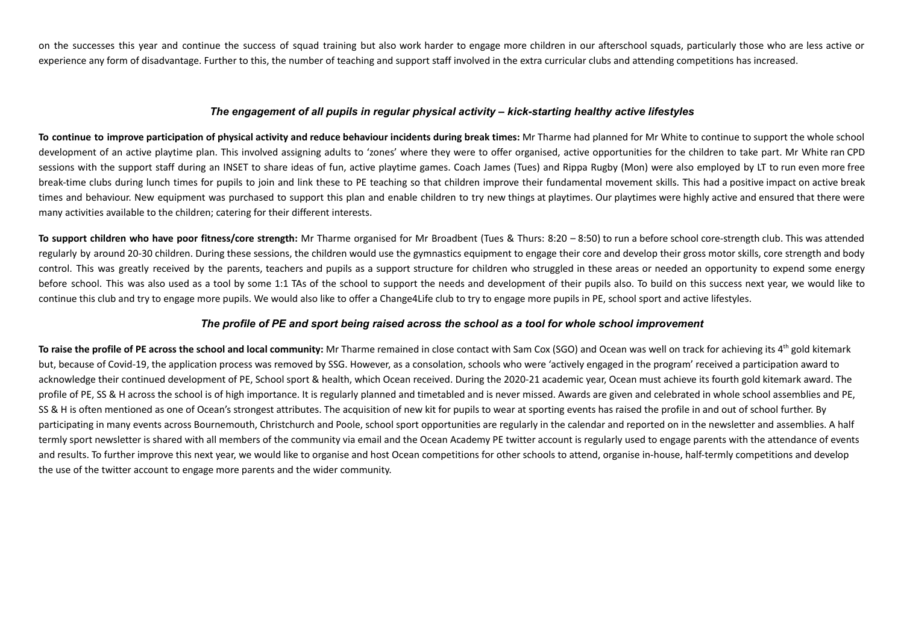on the successes this year and continue the success of squad training but also work harder to engage more children in our afterschool squads, particularly those who are less active or experience any form of disadvantage. Further to this, the number of teaching and support staff involved in the extra curricular clubs and attending competitions has increased.

### *The engagement of all pupils in regular physical activity – kick-starting healthy active lifestyles*

**To continue to improve participation of physical activity and reduce behaviour incidents during break times:** Mr Tharme had planned for Mr White to continue to support the whole school development of an active playtime plan. This involved assigning adults to 'zones' where they were to offer organised, active opportunities for the children to take part. Mr White ran CPD sessions with the support staff during an INSET to share ideas of fun, active playtime games. Coach James (Tues) and Rippa Rugby (Mon) were also employed by LT to run even more free break-time clubs during lunch times for pupils to join and link these to PE teaching so that children improve their fundamental movement skills. This had a positive impact on active break times and behaviour. New equipment was purchased to support this plan and enable children to try new things at playtimes. Our playtimes were highly active and ensured that there were many activities available to the children; catering for their different interests.

**To support children who have poor fitness/core strength:** Mr Tharme organised for Mr Broadbent (Tues & Thurs: 8:20 – 8:50) to run a before school core-strength club. This was attended regularly by around 20-30 children. During these sessions, the children would use the gymnastics equipment to engage their core and develop their gross motor skills, core strength and body control. This was greatly received by the parents, teachers and pupils as a support structure for children who struggled in these areas or needed an opportunity to expend some energy before school. This was also used as a tool by some 1:1 TAs of the school to support the needs and development of their pupils also. To build on this success next year, we would like to continue this club and try to engage more pupils. We would also like to offer a Change4Life club to try to engage more pupils in PE, school sport and active lifestyles.

### *The profile of PE and sport being raised across the school as a tool for whole school improvement*

**To raise the profile of PE across the school and local community:** Mr Tharme remained in close contact with Sam Cox (SGO) and Ocean was well on track for achieving its 4th gold kitemark but, because of Covid-19, the application process was removed by SSG. However, as a consolation, schools who were 'actively engaged in the program' received a participation award to acknowledge their continued development of PE, School sport & health, which Ocean received. During the 2020-21 academic year, Ocean must achieve its fourth gold kitemark award. The profile of PE, SS & H across the school is of high importance. It is regularly planned and timetabled and is never missed. Awards are given and celebrated in whole school assemblies and PE, SS & H is often mentioned as one of Ocean's strongest attributes. The acquisition of new kit for pupils to wear at sporting events has raised the profile in and out of school further. By participating in many events across Bournemouth, Christchurch and Poole, school sport opportunities are regularly in the calendar and reported on in the newsletter and assemblies. A half termly sport newsletter is shared with all members of the community via email and the Ocean Academy PE twitter account is regularly used to engage parents with the attendance of events and results. To further improve this next year, we would like to organise and host Ocean competitions for other schools to attend, organise in-house, half-termly competitions and develop the use of the twitter account to engage more parents and the wider community.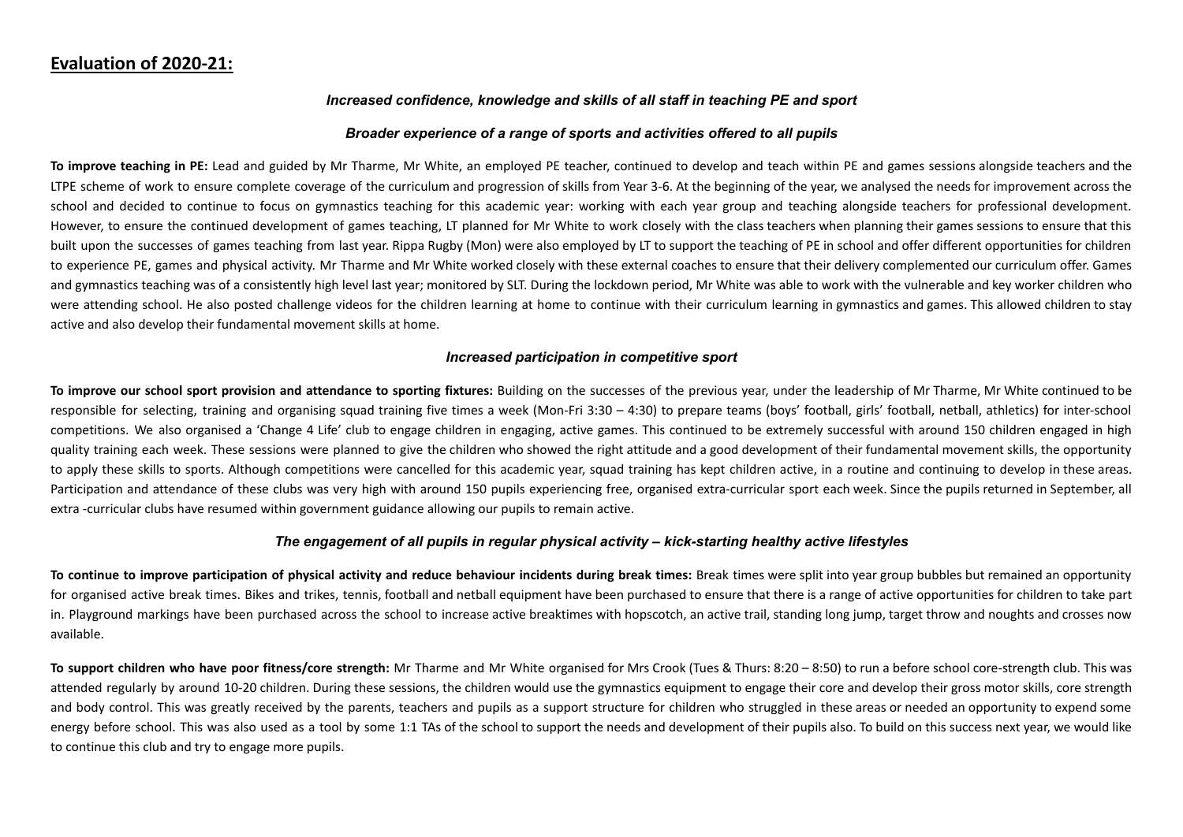## Evaluation of 2020-21:

### *Increased confidence, knowledge and skills of all staff in teaching PE and sport*

### *Broader experience of a range of sports and activities offered to all pupils*

**To improve teaching in PE:** Lead and guided by Mr Tharme, Mr White, an employed PE teacher, continued to develop and teach within PE and games sessions alongside teachers and the LTPE scheme of work to ensure complete coverage of the curriculum and progression of skills from Year 3-6. At the beginning of the year, we analysed the needs for improvement across the school and decided to continue to focus on gymnastics teaching for this academic year: working with each year group and teaching alongside teachers for professional development. However, to ensure the continued development of games teaching, LT planned for Mr White to work closely with the class teachers when planning their games sessions to ensure that this built upon the successes of games teaching from last year. Rippa Rugby (Mon) were also employed by LT to support the teaching of PE in school and offer different opportunities for children to experience PE, games and physical activity. Mr Tharme and Mr White worked closely with these external coaches to ensure that their delivery complemented our curriculum offer. Games and gymnastics teaching was of a consistently high level last year; monitored by SLT. During the lockdown period, Mr White was able to work with the vulnerable and key worker children who were attending school. He also posted challenge videos for the children learning at home to continue with their curriculum learning in gymnastics and games. This allowed children to stay active and also develop their fundamental movement skills at home.

### *Increased participation in competitive sport*

**To improve our school sport provision and attendance to sporting fixtures:** Building on the successes of the previous year, under the leadership of Mr Tharme, Mr White continued to be responsible for selecting, training and organising squad training five times a week (Mon-Fri 3:30 – 4:30) to prepare teams (boys' football, girls' football, netball, athletics) for inter-school competitions. We also organised a 'Change 4 Life' club to engage children in engaging, active games. This continued to be extremely successful with around 150 children engaged in high quality training each week. These sessions were planned to give the children who showed the right attitude and a good development of their fundamental movement skills, the opportunity to apply these skills to sports. Although competitions were cancelled for this academic year, squad training has kept children active, in a routine and continuing to develop in these areas. Participation and attendance of these clubs was very high with around 150 pupils experiencing free, organised extra-curricular sport each week. Since the pupils returned in September, all extra -curricular clubs have resumed within government guidance allowing our pupils to remain active.

### *The engagement of all pupils in regular physical activity – kick-starting healthy active lifestyles*

**To continue to improve participation of physical activity and reduce behaviour incidents during break times:** Break times were split into year group bubbles but remained an opportunity for organised active break times. Bikes and trikes, tennis, football and netball equipment have been purchased to ensure that there is a range of active opportunities for children to take part in. Playground markings have been purchased across the school to increase active breaktimes with hopscotch, an active trail, standing long jump, target throw and noughts and crosses now available.

**To support children who have poor fitness/core strength:** Mr Tharme and Mr White organised for Mrs Crook (Tues & Thurs: 8:20 – 8:50) to run a before school core-strength club. This was attended regularly by around 10-20 children. During these sessions, the children would use the gymnastics equipment to engage their core and develop their gross motor skills, core strength and body control. This was greatly received by the parents, teachers and pupils as a support structure for children who struggled in these areas or needed an opportunity to expend some energy before school. This was also used as a tool by some 1:1 TAs of the school to support the needs and development of their pupils also. To build on this success next year, we would like to continue this club and try to engage more pupils.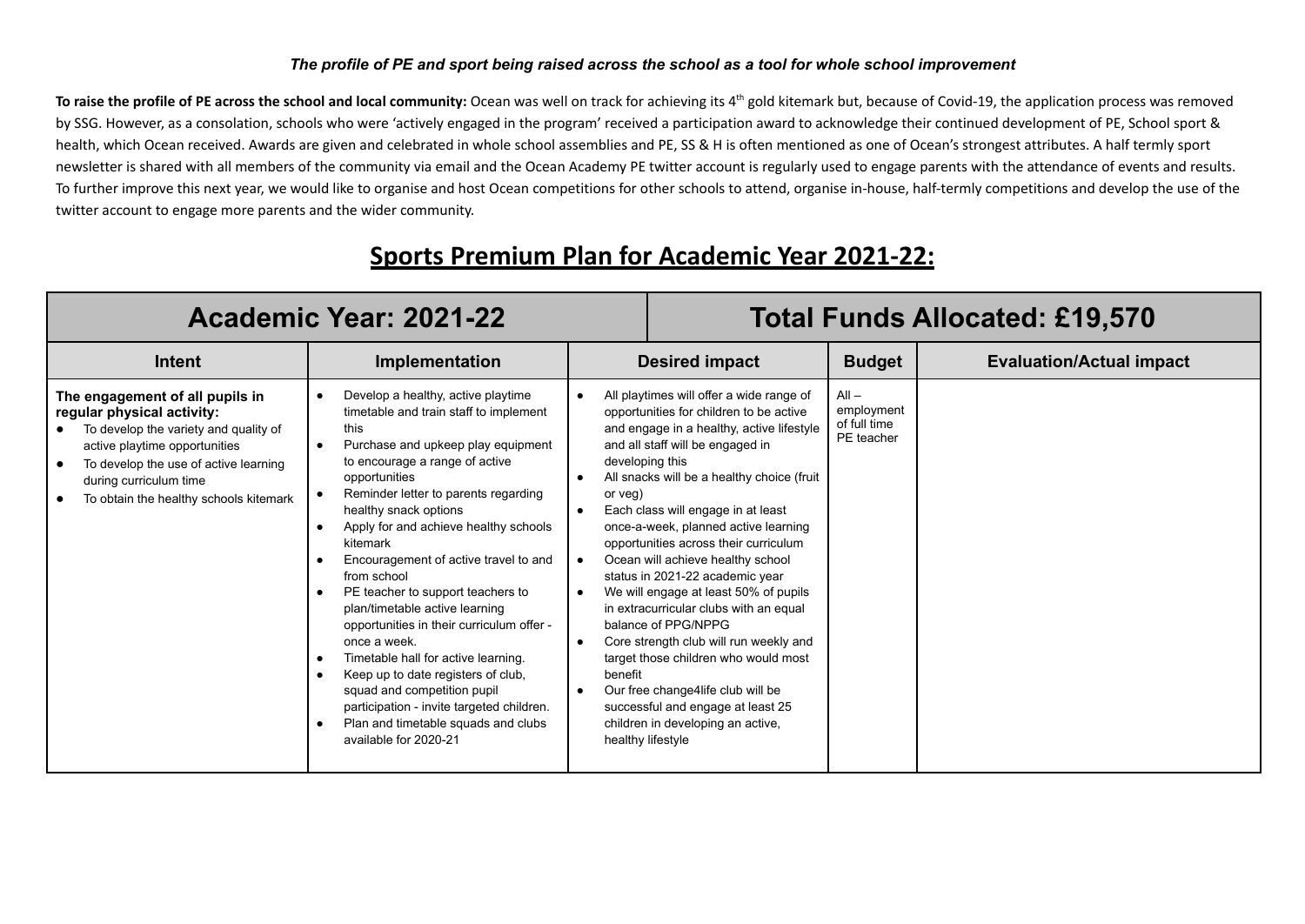*The profile of PE and sport being raised across the school as a tool for whole school improvement*

**To raise the profile of PE across the school and local community:** Ocean was well on track for achieving its 4th gold kitemark but, because of Covid-19, the application process was removed by SSG. However, as a consolation, schools who were 'actively engaged in the program' received a participation award to acknowledge their continued development of PE, School sport & health, which Ocean received. Awards are given and celebrated in whole school assemblies and PE, SS & H is often mentioned as one of Ocean's strongest attributes. A half termly sport newsletter is shared with all members of the community via email and the Ocean Academy PE twitter account is regularly used to engage parents with the attendance of events and results. To further improve this next year, we would like to organise and host Ocean competitions for other schools to attend, organise in-house, half-termly competitions and develop the use of the twitter account to engage more parents and the wider community.

# Sports Premium Plan for Academic Year 2021-22:

| Academic Year: 2021-22 | | Total Funds Allocated: £19,570 | | |
|---|---|---|---|---|
| **Intent** | **Implementation** | **Desired impact** | **Budget** | **Evaluation/Actual impact** |
| **The engagement of all pupils in regular physical activity:**<br>● To develop the variety and quality of active playtime opportunities<br>● To develop the use of active learning during curriculum time<br>● To obtain the healthy schools kitemark | ● Develop a healthy, active playtime timetable and train staff to implement this<br>● Purchase and upkeep play equipment to encourage a range of active opportunities<br>● Reminder letter to parents regarding healthy snack options<br>● Apply for and achieve healthy schools kitemark<br>● Encouragement of active travel to and from school<br>● PE teacher to support teachers to plan/timetable active learning opportunities in their curriculum offer - once a week.<br>● Timetable hall for active learning.<br>● Keep up to date registers of club, squad and competition pupil participation - invite targeted children.<br>● Plan and timetable squads and clubs available for 2020-21 | ● All playtimes will offer a wide range of opportunities for children to be active and engage in a healthy, active lifestyle and all staff will be engaged in developing this<br>● All snacks will be a healthy choice (fruit or veg)<br>● Each class will engage in at least once-a-week, planned active learning opportunities across their curriculum<br>● Ocean will achieve healthy school status in 2021-22 academic year<br>● We will engage at least 50% of pupils in extracurricular clubs with an equal balance of PPG/NPPG<br>● Core strength club will run weekly and target those children who would most benefit<br>● Our free change4life club will be successful and engage at least 25 children in developing an active, healthy lifestyle | All – employment of full time PE teacher | |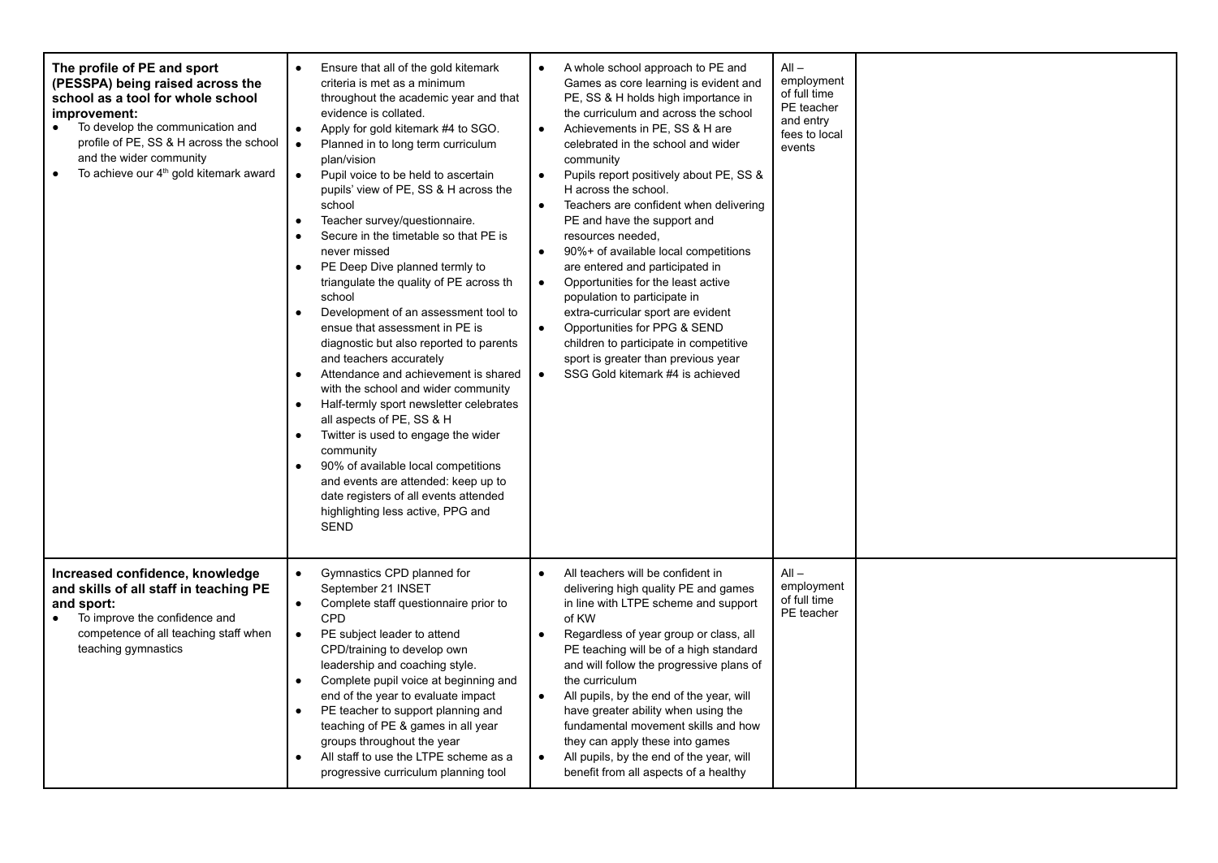| | | | | |
|---|---|---|---|---|
| **The profile of PE and sport (PESSPA) being raised across the school as a tool for whole school improvement:**<br>• To develop the communication and profile of PE, SS & H across the school and the wider community<br>• To achieve our 4th gold kitemark award | • Ensure that all of the gold kitemark criteria is met as a minimum throughout the academic year and that evidence is collated.<br>• Apply for gold kitemark #4 to SGO.<br>• Planned in to long term curriculum plan/vision<br>• Pupil voice to be held to ascertain pupils' view of PE, SS & H across the school<br>• Teacher survey/questionnaire.<br>• Secure in the timetable so that PE is never missed<br>• PE Deep Dive planned termly to triangulate the quality of PE across th school<br>• Development of an assessment tool to ensue that assessment in PE is diagnostic but also reported to parents and teachers accurately<br>• Attendance and achievement is shared with the school and wider community<br>• Half-termly sport newsletter celebrates all aspects of PE, SS & H<br>• Twitter is used to engage the wider community<br>• 90% of available local competitions and events are attended: keep up to date registers of all events attended highlighting less active, PPG and SEND | • A whole school approach to PE and Games as core learning is evident and PE, SS & H holds high importance in the curriculum and across the school<br>• Achievements in PE, SS & H are celebrated in the school and wider community<br>• Pupils report positively about PE, SS & H across the school.<br>• Teachers are confident when delivering PE and have the support and resources needed,<br>• 90%+ of available local competitions are entered and participated in<br>• Opportunities for the least active population to participate in extra-curricular sport are evident<br>• Opportunities for PPG & SEND children to participate in competitive sport is greater than previous year<br>• SSG Gold kitemark #4 is achieved | All – employment of full time PE teacher and entry fees to local events | |
| **Increased confidence, knowledge and skills of all staff in teaching PE and sport:**<br>• To improve the confidence and competence of all teaching staff when teaching gymnastics | • Gymnastics CPD planned for September 21 INSET<br>• Complete staff questionnaire prior to CPD<br>• PE subject leader to attend CPD/training to develop own leadership and coaching style.<br>• Complete pupil voice at beginning and end of the year to evaluate impact<br>• PE teacher to support planning and teaching of PE & games in all year groups throughout the year<br>• All staff to use the LTPE scheme as a progressive curriculum planning tool | • All teachers will be confident in delivering high quality PE and games in line with LTPE scheme and support of KW<br>• Regardless of year group or class, all PE teaching will be of a high standard and will follow the progressive plans of the curriculum<br>• All pupils, by the end of the year, will have greater ability when using the fundamental movement skills and how they can apply these into games<br>• All pupils, by the end of the year, will benefit from all aspects of a healthy | All – employment of full time PE teacher | |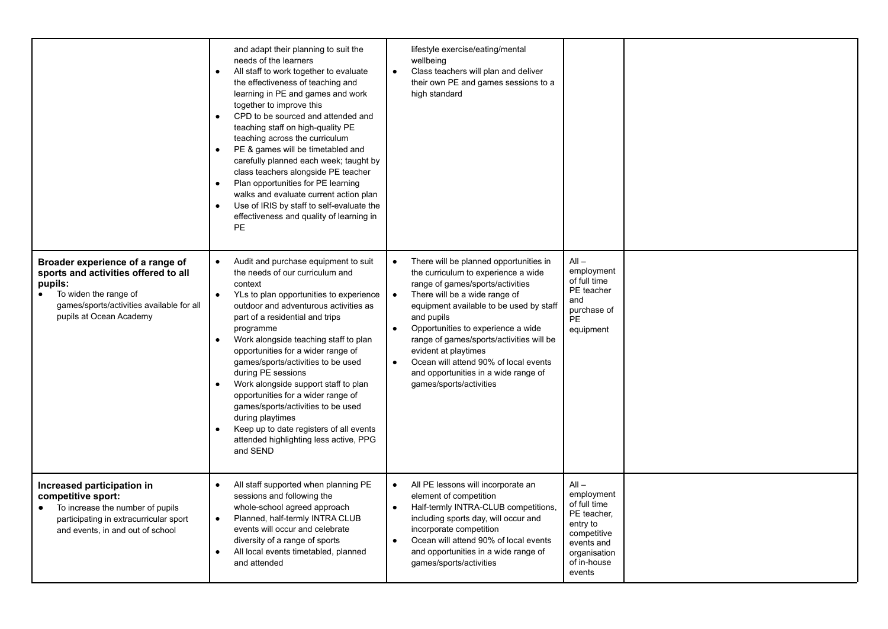| | | | | |
|---|---|---|---|---|
| | and adapt their planning to suit the needs of the learners<br>• All staff to work together to evaluate the effectiveness of teaching and learning in PE and games and work together to improve this<br>• CPD to be sourced and attended and teaching staff on high-quality PE teaching across the curriculum<br>• PE & games will be timetabled and carefully planned each week; taught by class teachers alongside PE teacher<br>• Plan opportunities for PE learning walks and evaluate current action plan<br>• Use of IRIS by staff to self-evaluate the effectiveness and quality of learning in PE | lifestyle exercise/eating/mental wellbeing<br>• Class teachers will plan and deliver their own PE and games sessions to a high standard | | |
| **Broader experience of a range of sports and activities offered to all pupils:**<br>• To widen the range of games/sports/activities available for all pupils at Ocean Academy | • Audit and purchase equipment to suit the needs of our curriculum and context<br>• YLs to plan opportunities to experience outdoor and adventurous activities as part of a residential and trips programme<br>• Work alongside teaching staff to plan opportunities for a wider range of games/sports/activities to be used during PE sessions<br>• Work alongside support staff to plan opportunities for a wider range of games/sports/activities to be used during playtimes<br>• Keep up to date registers of all events attended highlighting less active, PPG and SEND | • There will be planned opportunities in the curriculum to experience a wide range of games/sports/activities<br>• There will be a wide range of equipment available to be used by staff and pupils<br>• Opportunities to experience a wide range of games/sports/activities will be evident at playtimes<br>• Ocean will attend 90% of local events and opportunities in a wide range of games/sports/activities | All – employment of full time PE teacher and purchase of PE equipment | |
| **Increased participation in competitive sport:**<br>• To increase the number of pupils participating in extracurricular sport and events, in and out of school | • All staff supported when planning PE sessions and following the whole-school agreed approach<br>• Planned, half-termly INTRA CLUB events will occur and celebrate diversity of a range of sports<br>• All local events timetabled, planned and attended | • All PE lessons will incorporate an element of competition<br>• Half-termly INTRA-CLUB competitions, including sports day, will occur and incorporate competition<br>• Ocean will attend 90% of local events and opportunities in a wide range of games/sports/activities | All – employment of full time PE teacher, entry to competitive events and organisation of in-house events | |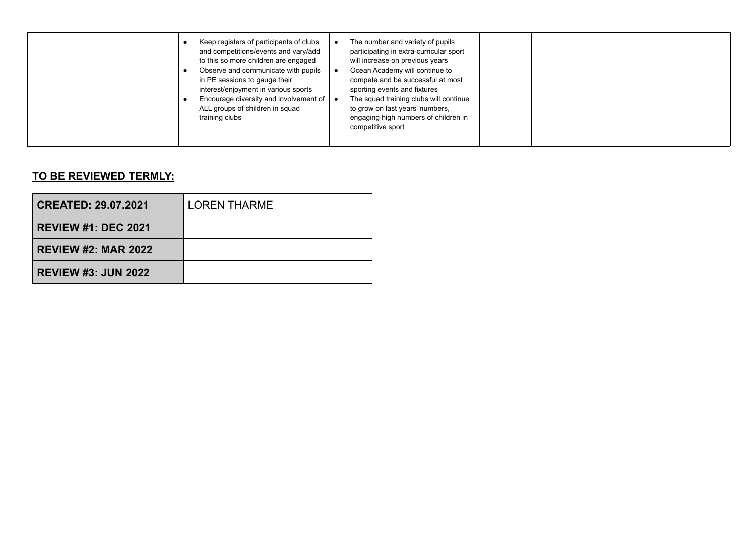| | | | | |
|---|---|---|---|---|
| | • Keep registers of participants of clubs and competitions/events and vary/add to this so more children are engaged<br>• Observe and communicate with pupils in PE sessions to gauge their interest/enjoyment in various sports<br>• Encourage diversity and involvement of ALL groups of children in squad training clubs | • The number and variety of pupils participating in extra-curricular sport will increase on previous years<br>• Ocean Academy will continue to compete and be successful at most sporting events and fixtures<br>• The squad training clubs will continue to grow on last years' numbers, engaging high numbers of children in competitive sport | | |

**TO BE REVIEWED TERMLY:**

| | |
|---|---|
| **CREATED: 29.07.2021** | LOREN THARME |
| **REVIEW #1: DEC 2021** | |
| **REVIEW #2: MAR 2022** | |
| **REVIEW #3: JUN 2022** | |